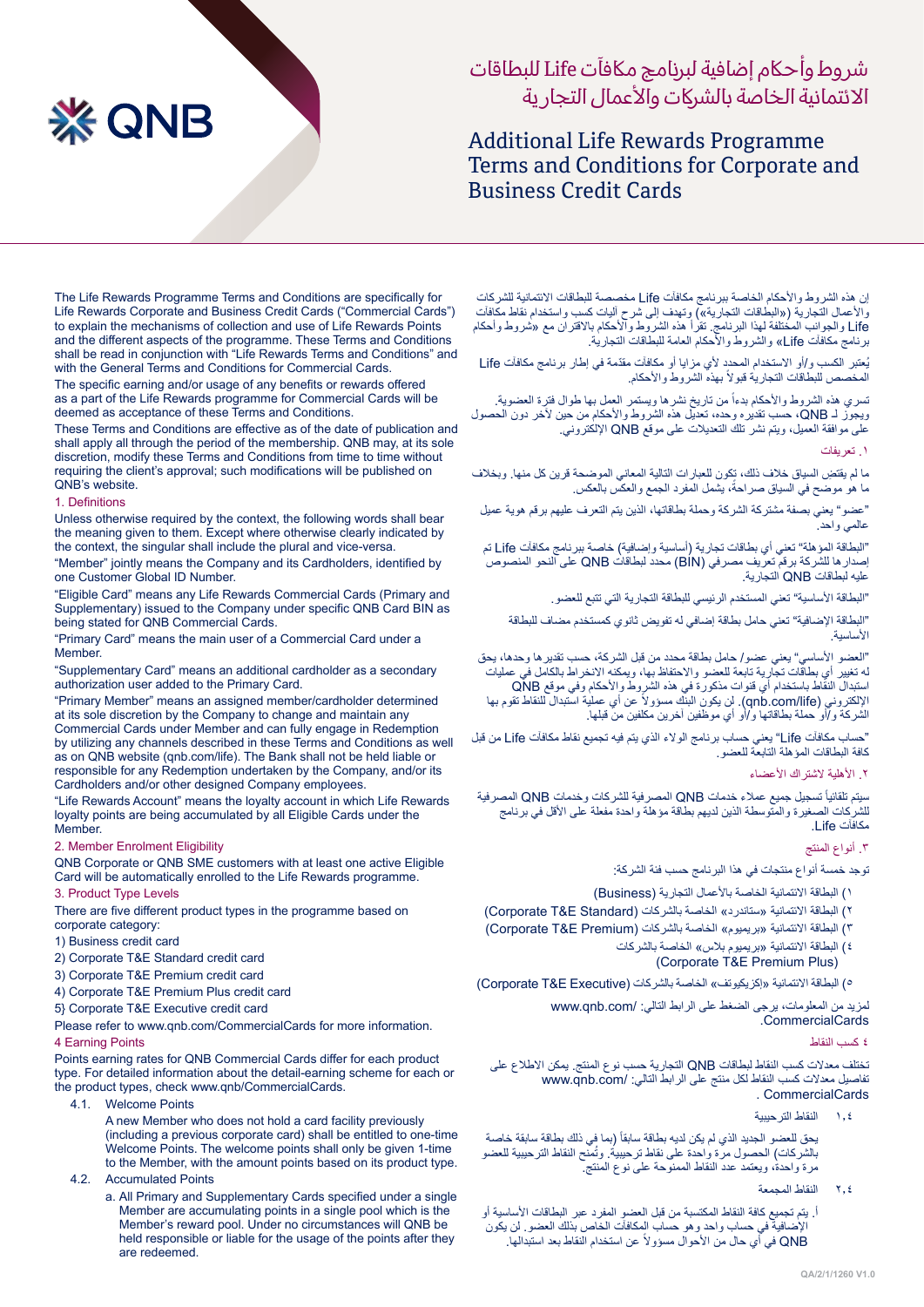# شروط وأحكام إضافية لبرنامج مكافآت Life للبطاقات الائتمانية الخاصة بالشركات والأعمال التجارية

# Additional Life Rewards Programme Terms and Conditions for Corporate and Business Credit Cards

The Life Rewards Programme Terms and Conditions are specifically for Life Rewards Corporate and Business Credit Cards ("Commercial Cards") to explain the mechanisms of collection and use of Life Rewards Points and the different aspects of the programme. These Terms and Conditions shall be read in conjunction with "Life Rewards Terms and Conditions" and with the General Terms and Conditions for Commercial Cards.

The specific earning and/or usage of any benefits or rewards offered as a part of the Life Rewards programme for Commercial Cards will be deemed as acceptance of these Terms and Conditions.

These Terms and Conditions are effective as of the date of publication and shall apply all through the period of the membership. QNB may, at its sole discretion, modify these Terms and Conditions from time to time without requiring the client's approval; such modifications will be published on QNB's website.

## 1. Definitions

Unless otherwise required by the context, the following words shall bear the meaning given to them. Except where otherwise clearly indicated by the context, the singular shall include the plural and vice-versa.

"Member" jointly means the Company and its Cardholders, identified by one Customer Global ID Number.

"Eligible Card" means any Life Rewards Commercial Cards (Primary and Supplementary) issued to the Company under specific QNB Card BIN as being stated for QNB Commercial Cards.

"Primary Card" means the main user of a Commercial Card under a Member.

"Supplementary Card" means an additional cardholder as a secondary authorization user added to the Primary Card.

"Primary Member" means an assigned member/cardholder determined at its sole discretion by the Company to change and maintain any Commercial Cards under Member and can fully engage in Redemption by utilizing any channels described in these Terms and Conditions as well as on QNB website (qnb.com/life). The Bank shall not be held liable or responsible for any Redemption undertaken by the Company, and/or its Cardholders and/or other designed Company employees.

"Life Rewards Account" means the loyalty account in which Life Rewards loyalty points are being accumulated by all Eligible Cards under the Member.

## 2. Member Enrolment Eligibility

QNB Corporate or QNB SME customers with at least one active Eligible Card will be automatically enrolled to the Life Rewards programme.

## 3. Product Type Levels

There are five different product types in the programme based on corporate category:

1) Business credit card
2) Corporate T&E Standard credit card
3) Corporate T&E Premium credit card
4) Corporate T&E Premium Plus credit card
5} Corporate T&E Executive credit card

Please refer to www.qnb.com/CommercialCards for more information.

## 4 Earning Points

Points earning rates for QNB Commercial Cards differ for each product type. For detailed information about the detail-earning scheme for each or the product types, check www.qnb/CommercialCards.

4.1. Welcome Points

A new Member who does not hold a card facility previously (including a previous corporate card) shall be entitled to one-time Welcome Points. The welcome points shall only be given 1-time to the Member, with the amount points based on its product type.

4.2. Accumulated Points

a. All Primary and Supplementary Cards specified under a single Member are accumulating points in a single pool which is the Member's reward pool. Under no circumstances will QNB be held responsible or liable for the usage of the points after they are redeemed.

---

إن هذه الشروط والأحكام الخاصة ببرنامج مكافآت Life مخصصة للبطاقات الائتمانية للشركات والأعمال التجارية («البطاقات التجارية») وتهدف إلى شرح آليات كسب واستخدام نقاط مكافآت Life والجوانب المختلفة لهذا البرنامج. تقرأ هذه الشروط والأحكام بالاقتران مع «شروط وأحكام برنامج مكافآت Life» والشروط والأحكام العامة للبطاقات التجارية.

يُعتبر الكسب و/أو الاستخدام المحدد لأي مزايا أو مكافآت مقدّمة في إطار برنامج مكافآت Life المخصص للبطاقات التجارية قبولاً بهذه الشروط والأحكام.

تسري هذه الشروط والأحكام بدءاً من تاريخ نشرها ويستمر العمل بها طوال فترة العضوية. ويجوز لـ QNB، حسب تقديره وحده، تعديل هذه الشروط والأحكام من حين لآخر دون الحصول على موافقة العميل، ويتم نشر تلك التعديلات على موقع QNB الإلكتروني.

## ١. تعريفات

ما لم يقتضِ السياق خلاف ذلك، تكون للعبارات التالية المعاني الموضحة قرين كل منها. وبخلاف ما هو موضح في السياق صراحةً، يشمل المفرد الجمع والعكس بالعكس.

"عضو" يعني بصفة مشتركة الشركة وحملة بطاقاتها، الذين يتم التعرف عليهم برقم هوية عميل عالمي واحد.

"البطاقة المؤهلة" تعني أي بطاقات تجارية (أساسية وإضافية) خاصة ببرنامج مكافآت Life تم إصدارها للشركة برقم تعريف مصرفي (BIN) محدد لبطاقات QNB على النحو المنصوص عليه لبطاقات QNB التجارية.

"البطاقة الأساسية" تعني المستخدم الرئيسي للبطاقة التجارية التي تتبع للعضو.

"البطاقة الإضافية" تعني حامل بطاقة إضافي له تفويض ثانوي كمستخدم مضاف للبطاقة الأساسية.

"العضو الأساسي" يعني عضو/ حامل بطاقة محدد من قبل الشركة، حسب تقديرها وحدها، يحق له تغيير أي بطاقات تجارية تابعة للعضو والاحتفاظ بها، ويمكنه الانخراط بالكامل في عمليات استبدال النقاط باستخدام أي قنوات مذكورة في هذه الشروط والأحكام وفي موقع QNB الإلكتروني (qnb.com/life). لن يكون البنك مسؤولاً عن أي عملية استبدال للنقاط تقوم بها الشركة و/أو حملة بطاقاتها و/أو أي موظفين آخرين مكلفين من قبلها.

"حساب مكافآت Life" يعني حساب برنامج الولاء الذي يتم فيه تجميع نقاط مكافآت Life من قبل كافة البطاقات المؤهلة التابعة للعضو.

## ٢. الأهلية لاشتراك الأعضاء

سيتم تلقائياً تسجيل جميع عملاء خدمات QNB المصرفية للشركات وخدمات QNB المصرفية للشركات الصغيرة والمتوسطة الذين لديهم بطاقة مؤهلة واحدة مفعلة على الأقل في برنامج مكافآت Life.

## ٣. أنواع المنتج

توجد خمسة أنواع منتجات في هذا البرنامج حسب فئة الشركة:

١) البطاقة الائتمانية الخاصة بالأعمال التجارية (Business)
٢) البطاقة الائتمانية «ستاندرد» الخاصة بالشركات (Corporate T&E Standard)
٣) البطاقة الائتمانية «بريميوم» الخاصة بالشركات (Corporate T&E Premium)
٤) البطاقة الائتمانية «بريميوم بلاس» الخاصة بالشركات (Corporate T&E Premium Plus)
٥) البطاقة الائتمانية «إكزيكيوتف» الخاصة بالشركات (Corporate T&E Executive)

لمزيد من المعلومات، يرجى الضغط على الرابط التالي: www.qnb.com/CommercialCards.

## ٤ كسب النقاط

تختلف معدلات كسب النقاط لبطاقات QNB التجارية حسب نوع المنتج. يمكن الاطلاع على تفاصيل معدلات كسب النقاط لكل منتج على الرابط التالي: www.qnb.com/CommercialCards.

٤.١ النقاط الترحيبية

يحق للعضو الجديد الذي لم يكن لديه بطاقة سابقاً (بما في ذلك بطاقة سابقة خاصة بالشركات) الحصول مرة واحدة على نقاط ترحيبية. وتُمنح النقاط الترحيبية للعضو مرة واحدة، ويعتمد عدد النقاط الممنوحة على نوع المنتج.

٤.٢ النقاط المجمعة

أ. يتم تجميع كافة النقاط المكتسبة من قبل العضو المفرد عبر البطاقات الأساسية أو الإضافية في حساب واحد وهو حساب المكافآت الخاص بذلك العضو. لن يكون QNB في أي حال من الأحوال مسؤولاً عن استخدام النقاط بعد استبدالها.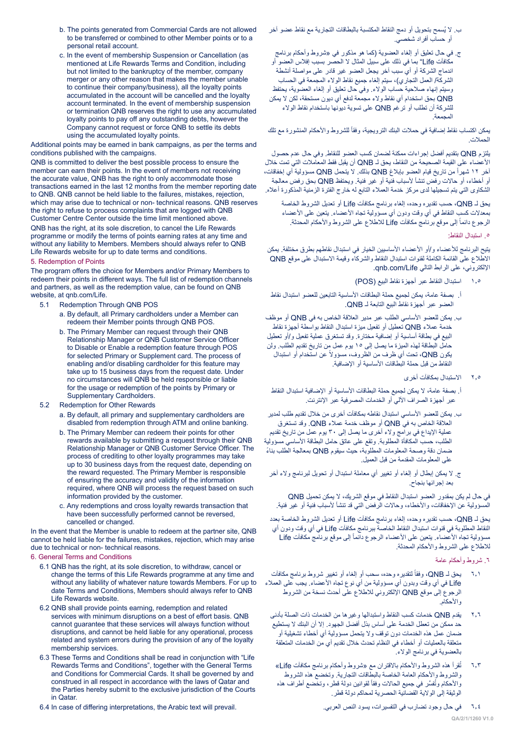b. The points generated from Commercial Cards are not allowed to be transferred or combined to other Member points or to a personal retail account.

c. In the event of membership Suspension or Cancellation (as mentioned at Life Rewards Terms and Condition, including but not limited to the bankruptcy of the member, company merger or any other reason that makes the member unable to continue their company/business), all the loyalty points accumulated in the account will be cancelled and the loyalty account terminated. In the event of membership suspension or termination QNB reserves the right to use any accumulated loyalty points to pay off any outstanding debts, however the Company cannot request or force QNB to settle its debts using the accumulated loyalty points.

Additional points may be earned in bank campaigns, as per the terms and conditions published with the campaigns.

QNB is committed to deliver the best possible process to ensure the member can earn their points. In the event of members not receiving the accurate value, QNB has the right to only accommodate those transactions earned in the last 12 months from the member reporting date to QNB. QNB cannot be held liable to the failures, mistakes, rejection, which may arise due to technical or non- technical reasons. QNB reserves the right to refuse to process complaints that are logged with QNB Customer Centre Center outside the time limit mentioned above.

QNB has the right, at its sole discretion, to cancel the Life Rewards programme or modify the terms of points earning rates at any time and without any liability to Members. Members should always refer to QNB Life Rewards website for up to date terms and conditions.

## 5. Redemption of Points

The program offers the choice for Members and/or Primary Members to redeem their points in different ways. The full list of redemption channels and partners, as well as the redemption value, can be found on QNB website, at qnb.com/Life.

5.1 Redemption Through QNB POS

a. By default, all Primary cardholders under a Member can redeem their Member points through QNB POS.

b. The Primary Member can request through their QNB Relationship Manager or QNB Customer Service Officer to Disable or Enable a redemption feature through POS for selected Primary or Supplement card. The process of enabling and/or disabling cardholder for this feature may take up to 15 business days from the request date. Under no circumstances will QNB be held responsible or liable for the usage or redemption of the points by Primary or Supplementary Cardholders.

5.2 Redemption for Other Rewards

a. By default, all primary and supplementary cardholders are disabled from redemption through ATM and online banking.

b. The Primary Member can redeem their points for other rewards available by submitting a request through their QNB Relationship Manager or QNB Customer Service Officer. The process of crediting to other loyalty programmes may take up to 30 business days from the request date, depending on the reward requested. The Primary Member is responsible of ensuring the accuracy and validity of the information required, where QNB will process the request based on such information provided by the customer.

c. Any redemptions and cross loyalty rewards transaction that have been successfully performed cannot be reversed, cancelled or changed.

In the event that the Member is unable to redeem at the partner site, QNB cannot be held liable for the failures, mistakes, rejection, which may arise due to technical or non- technical reasons.

## 6. General Terms and Conditions

6.1 QNB has the right, at its sole discretion, to withdraw, cancel or change the terms of this Life Rewards programme at any time and without any liability of whatever nature towards Members. For up to date Terms and Conditions, Members should always refer to QNB Life Rewards website.

6.2 QNB shall provide points earning, redemption and related services with minimum disruptions on a best of effort basis. QNB cannot guarantee that these services will always function without disruptions, and cannot be held liable for any operational, process related and system errors during the provision of any of the loyalty membership services.

6.3 These Terms and Conditions shall be read in conjunction with “Life Rewards Terms and Conditions”, together with the General Terms and Conditions for Commercial Cards. It shall be governed by and construed in all respect in accordance with the laws of Qatar and the Parties hereby submit to the exclusive jurisdiction of the Courts in Qatar.

6.4 In case of differing interpretations, the Arabic text will prevail.

ب. لا يُسمح بتحويل أو دمج النقاط المكتسبة بالبطاقات التجارية مع نقاط عضو آخر أو حساب أفراد شخصي.

ج. في حال تعليق أو إلغاء العضوية (كما هو مذكور في «شروط وأحكام برنامج مكافآت Life» بما في ذلك على سبيل المثال لا الحصر بسبب إفلاس العضو أو اندماج الشركة أو أي سبب آخر يجعل العضو غير قادر على مواصلة أنشطة الشركة/ العمل التجاري)، سيتم إلغاء جميع نقاط الولاء المجمعة في الحساب وسيتم إنهاء صلاحية حساب الولاء. وفي حال تعليق أو إلغاء العضوية، يحتفظ QNB بحق استخدام أي نقاط ولاء مجمعة لدفع أي ديون مستحقة، لكن لا يمكن للشركة أن تطلب أو ترغم QNB على تسوية ديونها باستخدام نقاط الولاء المجمعة.

يمكن اكتساب نقاط إضافية في حملات البنك الترويجية، وفقاً للشروط والأحكام المنشورة مع تلك الحملات.

يلتزم QNB بتقديم أفضل إجراءات ممكنة لضمان كسب العضو للنقاط. وفي حال عدم حصول الأعضاء على القيمة الصحيحة من النقاط، يحق لـ QNB أن يقبل فقط المعاملات التي تمت خلال آخر ١٢ شهراً من تاريخ قيام العضو بإبلاغ QNB بذلك. لا يتحمل QNB مسؤولية أي إخفاقات، أو أخطاء، أو حالات رفض تنشأ لأسباب فنية أو غير فنية. ويحتفظ QNB بحق رفض معالجة الشكاوى التي يتم تسجيلها لدى مركز خدمة العملاء التابع له خارج الفترة الزمنية المذكورة أعلاه.

يحق لـ QNB، حسب تقديره وحده، إلغاء برنامج مكافآت Life أو تعديل الشروط الخاصة بمعدلات كسب النقاط في أي وقت ودون أي مسؤولية تجاه الأعضاء. يتعين على الأعضاء الرجوع دائماً إلى موقع برنامج مكافآت Life للاطلاع على الشروط والأحكام المحدثة.

## ٥. استبدال النقاط:

يتيح البرنامج للأعضاء و/أو الأعضاء الأساسيين الخيار في استبدال نقاطهم بطرق مختلفة. يمكن الاطلاع على القائمة الكاملة لقنوات استبدال النقاط والشركاء وقيمة الاستبدال على موقع QNB الإلكتروني، على الرابط التالي qnb.com/Life.

١،٥ استبدال النقاط عبر أجهزة نقاط البيع (POS)

أ. بصفة عامة، يمكن لجميع حملة البطاقات الأساسية التابعين للعضو استبدال نقاط العضو عبر أجهزة نقاط البيع التابعة لـ QNB.

ب. يمكن للعضو الأساسي الطلب عبر مدير العلاقة الخاص به في QNB أو موظف خدمة عملاء QNB تعطيل أو تفعيل ميزة استبدال النقاط بواسطة أجهزة نقاط البيع في بطاقة أساسية أو إضافية مختارة. وقد تستغرق عملية تفعيل و/أو تعطيل حامل البطاقة لهذه الميزة ما يصل إلى ١٥ يوم عمل من تاريخ تقديم الطلب. ولن يكون QNB، تحت أي ظرف من الظروف، مسؤولاً عن استخدام أو استبدال النقاط من قبل حملة البطاقات الأساسية أو الإضافية.

٢،٥ الاستبدال بمكافآت أخرى

أ. بصفة عامة، لا يمكن لجميع حملة البطاقات الأساسية أو الإضافية استبدال النقاط عبر أجهزة الصراف الآلي أو الخدمات المصرفية عبر الإنترنت.

ب. يمكن للعضو الأساسي استبدال نقاطه بمكافآت أخرى من خلال تقديم طلب لمدير العلاقة الخاص به في QNB أو موظف خدمة عملاء QNB. وقد تستغرق عملية الإيداع في برامج ولاء أخرى ما يصل إلى ٣٠ يوم عمل من تاريخ تقديم الطلب، حسب المكافأة المطلوبة. وتقع على عاتق حامل البطاقة الأساسي مسؤولية ضمان دقة وصحة المعلومات المطلوبة، حيث سيقوم QNB بمعالجة الطلب بناءً على المعلومات المقدمة من قبل العميل.

ج. لا يمكن إبطال أو إلغاء أو تغيير أي معاملة استبدال أو تحويل لبرنامج ولاء آخر بعد إجرائها بنجاح.

في حال لم يكن بمقدور العضو استبدال النقاط في موقع الشريك، لا يمكن تحميل QNB المسؤولية عن الإخفاقات، والأخطاء، وحالات الرفض التي قد تنشأ لأسباب فنية أو غير فنية.

يحق لـ QNB، حسب تقديره وحده، إلغاء برنامج مكافآت Life أو تعديل الشروط الخاصة بعدد النقاط المطلوبة في قنوات استبدال النقاط الخاصة ببرنامج مكافآت Life في أي وقت ودون أي مسؤولية تجاه الأعضاء. يتعين على الأعضاء الرجوع دائماً إلى موقع برنامج مكافآت Life للاطلاع على الشروط والأحكام المحدثة.

## ٦. شروط وأحكام عامة

٦،١ يحق لـ QNB، وفقاً لتقديره وحده، سحب أو إلغاء أو تغيير شروط برنامج مكافآت Life في أي وقت وبدون أي مسؤولية من أي نوع تجاه الأعضاء. يجب على العملاء الرجوع إلى موقع QNB الإلكتروني للاطلاع على أحدث نسخة من الشروط والأحكام.

٢،٦ يقدم QNB خدمات كسب النقاط واستبدالها وغيرها من الخدمات ذات الصلة بأدنى حد ممكن من تعطل الخدمة على أساس بذل أفضل الجهود. إلا أن البنك لا يستطيع ضمان عمل هذه الخدمات دون توقف ولا يتحمل مسؤولية أي أخطاء تشغيلية أو متعلقة بالعمليات أو أخطاء في النظام تحدث خلال تقديم أي من الخدمات المتعلقة بالعضوية في برنامج الولاء.

٣،٦ تُقرأ هذه الشروط والأحكام بالاقتران مع «شروط وأحكام برنامج مكافآت Life» والشروط والأحكام العامة الخاصة بالبطاقات التجارية. وتخضع هذه الشروط والأحكام وتُفسَّر في جميع الحالات وفقاً لقوانين دولة قطر، وتخضع أطراف هذه الوثيقة إلى الولاية القضائية الحصرية لمحاكم دولة قطر.

٦،٤ في حال وجود تضارب في التفسيرات، يسود النص العربي.

QA/2/1/1260 V1.0